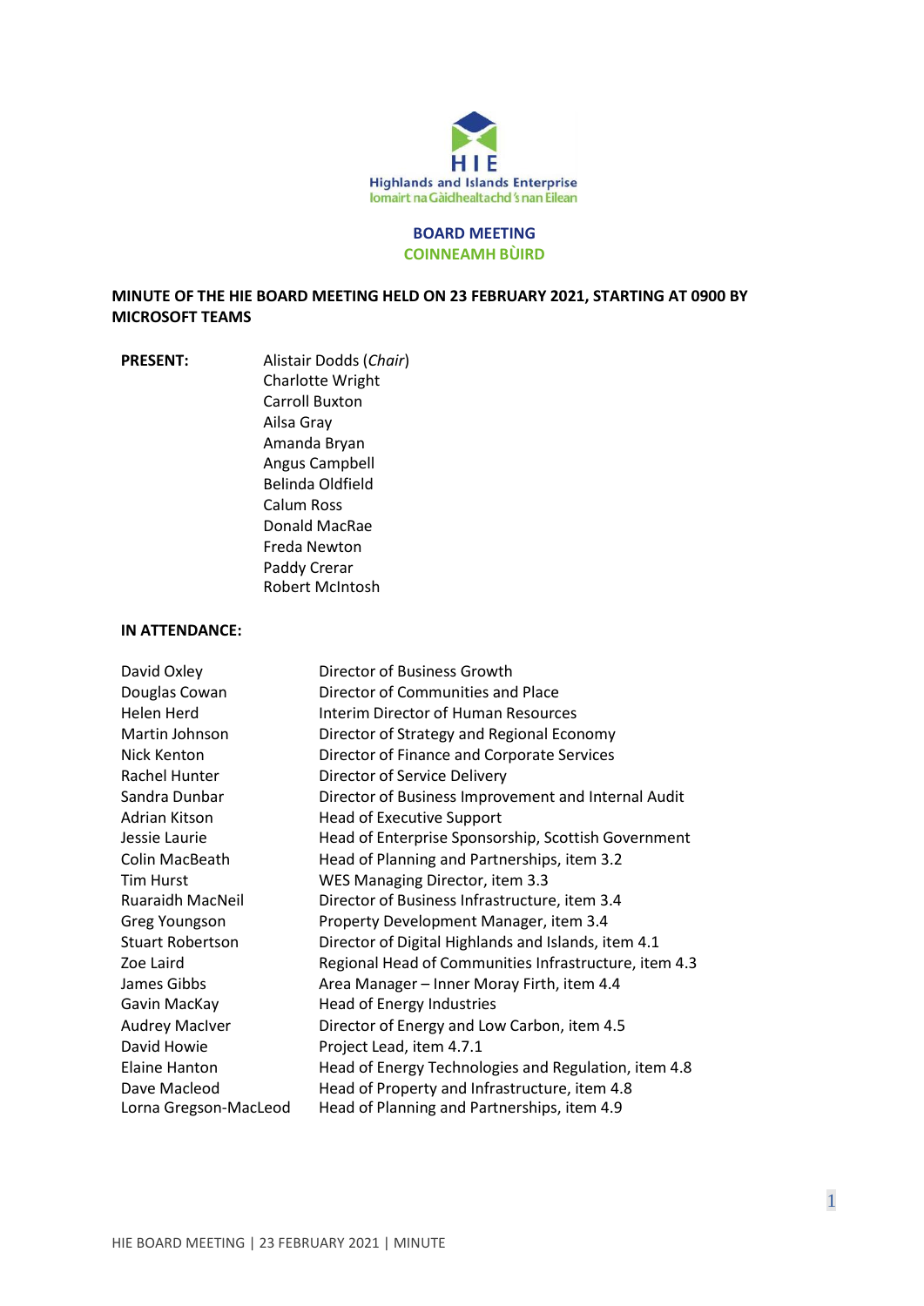Highlands and Islands Enterprise
Iomairt na Gàidhealtachd 's nan Eilean

## BOARD MEETING
## COINNEAMH BÙIRD

**MINUTE OF THE HIE BOARD MEETING HELD ON 23 FEBRUARY 2021, STARTING AT 0900 BY MICROSOFT TEAMS**

**PRESENT:**

Alistair Dodds (*Chair*)
Charlotte Wright
Carroll Buxton
Ailsa Gray
Amanda Bryan
Angus Campbell
Belinda Oldfield
Calum Ross
Donald MacRae
Freda Newton
Paddy Crerar
Robert McIntosh

**IN ATTENDANCE:**

| | |
|---|---|
| David Oxley | Director of Business Growth |
| Douglas Cowan | Director of Communities and Place |
| Helen Herd | Interim Director of Human Resources |
| Martin Johnson | Director of Strategy and Regional Economy |
| Nick Kenton | Director of Finance and Corporate Services |
| Rachel Hunter | Director of Service Delivery |
| Sandra Dunbar | Director of Business Improvement and Internal Audit |
| Adrian Kitson | Head of Executive Support |
| Jessie Laurie | Head of Enterprise Sponsorship, Scottish Government |
| Colin MacBeath | Head of Planning and Partnerships, item 3.2 |
| Tim Hurst | WES Managing Director, item 3.3 |
| Ruaraidh MacNeil | Director of Business Infrastructure, item 3.4 |
| Greg Youngson | Property Development Manager, item 3.4 |
| Stuart Robertson | Director of Digital Highlands and Islands, item 4.1 |
| Zoe Laird | Regional Head of Communities Infrastructure, item 4.3 |
| James Gibbs | Area Manager – Inner Moray Firth, item 4.4 |
| Gavin MacKay | Head of Energy Industries |
| Audrey MacIver | Director of Energy and Low Carbon, item 4.5 |
| David Howie | Project Lead, item 4.7.1 |
| Elaine Hanton | Head of Energy Technologies and Regulation, item 4.8 |
| Dave Macleod | Head of Property and Infrastructure, item 4.8 |
| Lorna Gregson-MacLeod | Head of Planning and Partnerships, item 4.9 |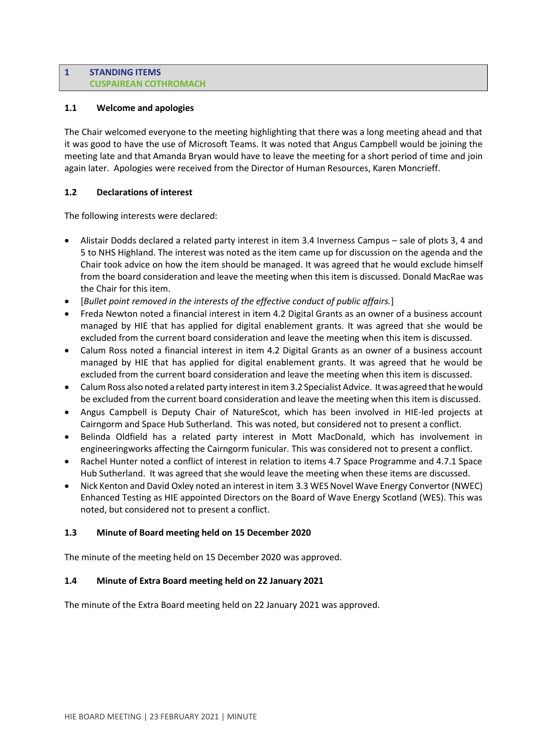## 1 STANDING ITEMS
## CUSPAIREAN COTHROMACH

### 1.1 Welcome and apologies

The Chair welcomed everyone to the meeting highlighting that there was a long meeting ahead and that it was good to have the use of Microsoft Teams. It was noted that Angus Campbell would be joining the meeting late and that Amanda Bryan would have to leave the meeting for a short period of time and join again later. Apologies were received from the Director of Human Resources, Karen Moncrieff.

### 1.2 Declarations of interest

The following interests were declared:

- Alistair Dodds declared a related party interest in item 3.4 Inverness Campus – sale of plots 3, 4 and 5 to NHS Highland. The interest was noted as the item came up for discussion on the agenda and the Chair took advice on how the item should be managed. It was agreed that he would exclude himself from the board consideration and leave the meeting when this item is discussed. Donald MacRae was the Chair for this item.
- [*Bullet point removed in the interests of the effective conduct of public affairs.*]
- Freda Newton noted a financial interest in item 4.2 Digital Grants as an owner of a business account managed by HIE that has applied for digital enablement grants. It was agreed that she would be excluded from the current board consideration and leave the meeting when this item is discussed.
- Calum Ross noted a financial interest in item 4.2 Digital Grants as an owner of a business account managed by HIE that has applied for digital enablement grants. It was agreed that he would be excluded from the current board consideration and leave the meeting when this item is discussed.
- Calum Ross also noted a related party interest in item 3.2 Specialist Advice. It was agreed that he would be excluded from the current board consideration and leave the meeting when this item is discussed.
- Angus Campbell is Deputy Chair of NatureScot, which has been involved in HIE-led projects at Cairngorm and Space Hub Sutherland. This was noted, but considered not to present a conflict.
- Belinda Oldfield has a related party interest in Mott MacDonald, which has involvement in engineeringworks affecting the Cairngorm funicular. This was considered not to present a conflict.
- Rachel Hunter noted a conflict of interest in relation to items 4.7 Space Programme and 4.7.1 Space Hub Sutherland. It was agreed that she would leave the meeting when these items are discussed.
- Nick Kenton and David Oxley noted an interest in item 3.3 WES Novel Wave Energy Convertor (NWEC) Enhanced Testing as HIE appointed Directors on the Board of Wave Energy Scotland (WES). This was noted, but considered not to present a conflict.

### 1.3 Minute of Board meeting held on 15 December 2020

The minute of the meeting held on 15 December 2020 was approved.

### 1.4 Minute of Extra Board meeting held on 22 January 2021

The minute of the Extra Board meeting held on 22 January 2021 was approved.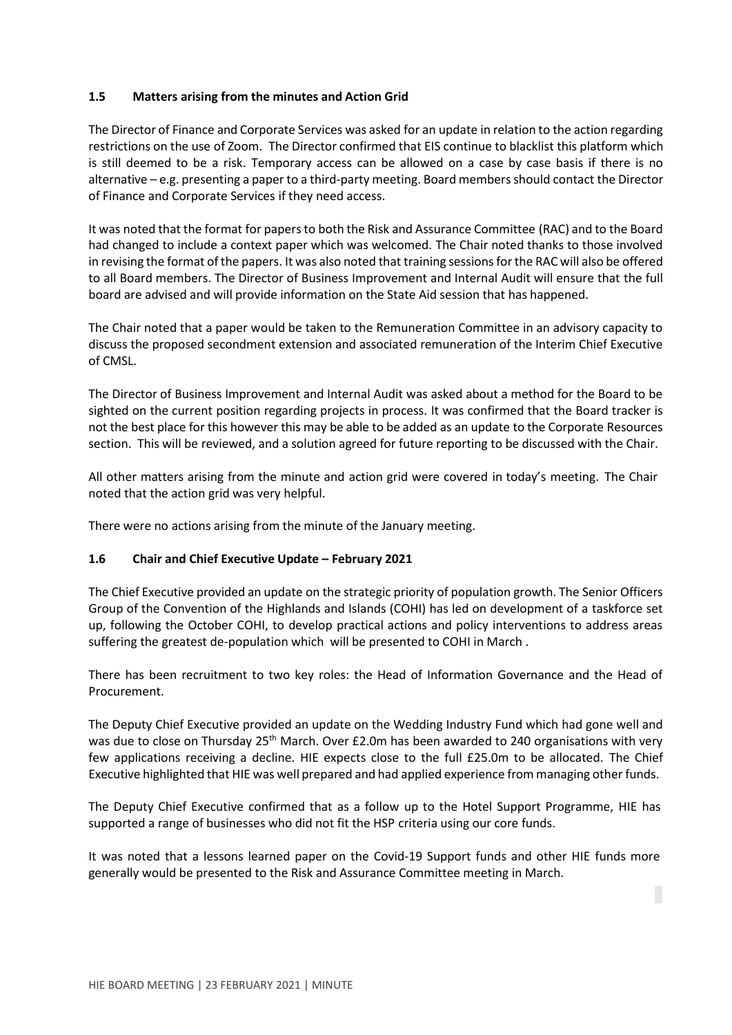### 1.5 Matters arising from the minutes and Action Grid

The Director of Finance and Corporate Services was asked for an update in relation to the action regarding restrictions on the use of Zoom. The Director confirmed that EIS continue to blacklist this platform which is still deemed to be a risk. Temporary access can be allowed on a case by case basis if there is no alternative – e.g. presenting a paper to a third-party meeting. Board members should contact the Director of Finance and Corporate Services if they need access.

It was noted that the format for papers to both the Risk and Assurance Committee (RAC) and to the Board had changed to include a context paper which was welcomed. The Chair noted thanks to those involved in revising the format of the papers. It was also noted that training sessions for the RAC will also be offered to all Board members. The Director of Business Improvement and Internal Audit will ensure that the full board are advised and will provide information on the State Aid session that has happened.

The Chair noted that a paper would be taken to the Remuneration Committee in an advisory capacity to discuss the proposed secondment extension and associated remuneration of the Interim Chief Executive of CMSL.

The Director of Business Improvement and Internal Audit was asked about a method for the Board to be sighted on the current position regarding projects in process. It was confirmed that the Board tracker is not the best place for this however this may be able to be added as an update to the Corporate Resources section. This will be reviewed, and a solution agreed for future reporting to be discussed with the Chair.

All other matters arising from the minute and action grid were covered in today's meeting. The Chair noted that the action grid was very helpful.

There were no actions arising from the minute of the January meeting.

### 1.6 Chair and Chief Executive Update – February 2021

The Chief Executive provided an update on the strategic priority of population growth. The Senior Officers Group of the Convention of the Highlands and Islands (COHI) has led on development of a taskforce set up, following the October COHI, to develop practical actions and policy interventions to address areas suffering the greatest de-population which will be presented to COHI in March .

There has been recruitment to two key roles: the Head of Information Governance and the Head of Procurement.

The Deputy Chief Executive provided an update on the Wedding Industry Fund which had gone well and was due to close on Thursday 25th March. Over £2.0m has been awarded to 240 organisations with very few applications receiving a decline. HIE expects close to the full £25.0m to be allocated. The Chief Executive highlighted that HIE was well prepared and had applied experience from managing other funds.

The Deputy Chief Executive confirmed that as a follow up to the Hotel Support Programme, HIE has supported a range of businesses who did not fit the HSP criteria using our core funds.

It was noted that a lessons learned paper on the Covid-19 Support funds and other HIE funds more generally would be presented to the Risk and Assurance Committee meeting in March.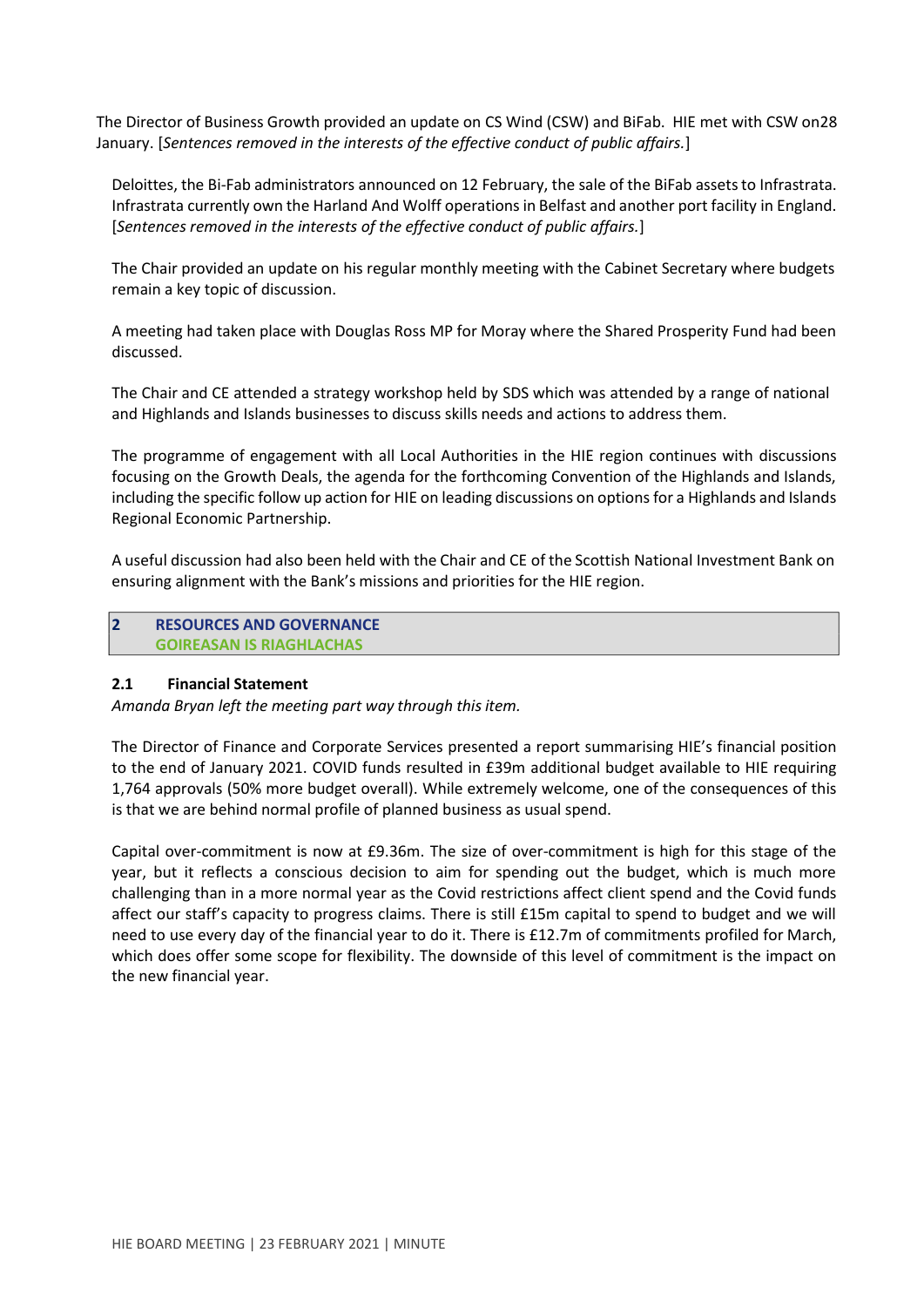The Director of Business Growth provided an update on CS Wind (CSW) and BiFab. HIE met with CSW on28 January. [*Sentences removed in the interests of the effective conduct of public affairs.*]

Deloittes, the Bi-Fab administrators announced on 12 February, the sale of the BiFab assets to Infrastrata. Infrastrata currently own the Harland And Wolff operations in Belfast and another port facility in England. [*Sentences removed in the interests of the effective conduct of public affairs.*]

The Chair provided an update on his regular monthly meeting with the Cabinet Secretary where budgets remain a key topic of discussion.

A meeting had taken place with Douglas Ross MP for Moray where the Shared Prosperity Fund had been discussed.

The Chair and CE attended a strategy workshop held by SDS which was attended by a range of national and Highlands and Islands businesses to discuss skills needs and actions to address them.

The programme of engagement with all Local Authorities in the HIE region continues with discussions focusing on the Growth Deals, the agenda for the forthcoming Convention of the Highlands and Islands, including the specific follow up action for HIE on leading discussions on options for a Highlands and Islands Regional Economic Partnership.

A useful discussion had also been held with the Chair and CE of the Scottish National Investment Bank on ensuring alignment with the Bank's missions and priorities for the HIE region.

## 2 RESOURCES AND GOVERNANCE
## GOIREASAN IS RIAGHLACHAS

### 2.1 Financial Statement

*Amanda Bryan left the meeting part way through this item.*

The Director of Finance and Corporate Services presented a report summarising HIE's financial position to the end of January 2021. COVID funds resulted in £39m additional budget available to HIE requiring 1,764 approvals (50% more budget overall). While extremely welcome, one of the consequences of this is that we are behind normal profile of planned business as usual spend.

Capital over-commitment is now at £9.36m. The size of over-commitment is high for this stage of the year, but it reflects a conscious decision to aim for spending out the budget, which is much more challenging than in a more normal year as the Covid restrictions affect client spend and the Covid funds affect our staff's capacity to progress claims. There is still £15m capital to spend to budget and we will need to use every day of the financial year to do it. There is £12.7m of commitments profiled for March, which does offer some scope for flexibility. The downside of this level of commitment is the impact on the new financial year.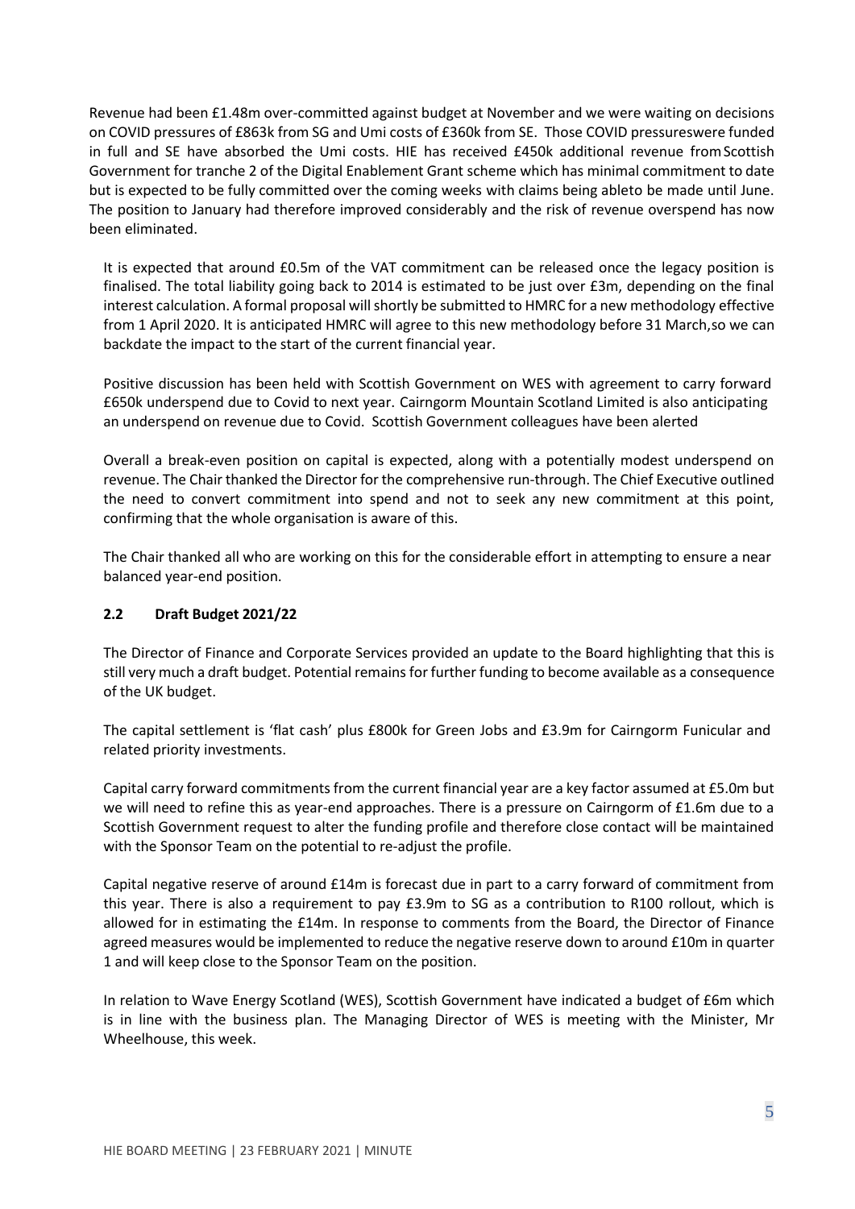Revenue had been £1.48m over-committed against budget at November and we were waiting on decisions on COVID pressures of £863k from SG and Umi costs of £360k from SE. Those COVID pressureswere funded in full and SE have absorbed the Umi costs. HIE has received £450k additional revenue from Scottish Government for tranche 2 of the Digital Enablement Grant scheme which has minimal commitment to date but is expected to be fully committed over the coming weeks with claims being ableto be made until June. The position to January had therefore improved considerably and the risk of revenue overspend has now been eliminated.

It is expected that around £0.5m of the VAT commitment can be released once the legacy position is finalised. The total liability going back to 2014 is estimated to be just over £3m, depending on the final interest calculation. A formal proposal will shortly be submitted to HMRC for a new methodology effective from 1 April 2020. It is anticipated HMRC will agree to this new methodology before 31 March,so we can backdate the impact to the start of the current financial year.

Positive discussion has been held with Scottish Government on WES with agreement to carry forward £650k underspend due to Covid to next year. Cairngorm Mountain Scotland Limited is also anticipating an underspend on revenue due to Covid. Scottish Government colleagues have been alerted

Overall a break-even position on capital is expected, along with a potentially modest underspend on revenue. The Chair thanked the Director for the comprehensive run-through. The Chief Executive outlined the need to convert commitment into spend and not to seek any new commitment at this point, confirming that the whole organisation is aware of this.

The Chair thanked all who are working on this for the considerable effort in attempting to ensure a near balanced year-end position.

### 2.2 Draft Budget 2021/22

The Director of Finance and Corporate Services provided an update to the Board highlighting that this is still very much a draft budget. Potential remains for further funding to become available as a consequence of the UK budget.

The capital settlement is 'flat cash' plus £800k for Green Jobs and £3.9m for Cairngorm Funicular and related priority investments.

Capital carry forward commitments from the current financial year are a key factor assumed at £5.0m but we will need to refine this as year-end approaches. There is a pressure on Cairngorm of £1.6m due to a Scottish Government request to alter the funding profile and therefore close contact will be maintained with the Sponsor Team on the potential to re-adjust the profile.

Capital negative reserve of around £14m is forecast due in part to a carry forward of commitment from this year. There is also a requirement to pay £3.9m to SG as a contribution to R100 rollout, which is allowed for in estimating the £14m. In response to comments from the Board, the Director of Finance agreed measures would be implemented to reduce the negative reserve down to around £10m in quarter 1 and will keep close to the Sponsor Team on the position.

In relation to Wave Energy Scotland (WES), Scottish Government have indicated a budget of £6m which is in line with the business plan. The Managing Director of WES is meeting with the Minister, Mr Wheelhouse, this week.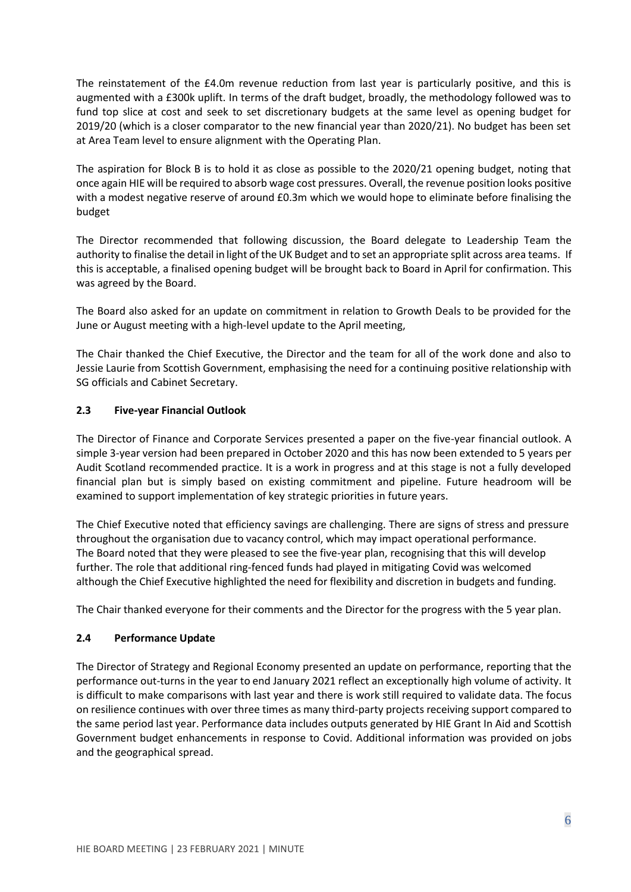The reinstatement of the £4.0m revenue reduction from last year is particularly positive, and this is augmented with a £300k uplift. In terms of the draft budget, broadly, the methodology followed was to fund top slice at cost and seek to set discretionary budgets at the same level as opening budget for 2019/20 (which is a closer comparator to the new financial year than 2020/21). No budget has been set at Area Team level to ensure alignment with the Operating Plan.

The aspiration for Block B is to hold it as close as possible to the 2020/21 opening budget, noting that once again HIE will be required to absorb wage cost pressures. Overall, the revenue position looks positive with a modest negative reserve of around £0.3m which we would hope to eliminate before finalising the budget

The Director recommended that following discussion, the Board delegate to Leadership Team the authority to finalise the detail in light of the UK Budget and to set an appropriate split across area teams. If this is acceptable, a finalised opening budget will be brought back to Board in April for confirmation. This was agreed by the Board.

The Board also asked for an update on commitment in relation to Growth Deals to be provided for the June or August meeting with a high-level update to the April meeting,

The Chair thanked the Chief Executive, the Director and the team for all of the work done and also to Jessie Laurie from Scottish Government, emphasising the need for a continuing positive relationship with SG officials and Cabinet Secretary.

### 2.3 Five-year Financial Outlook

The Director of Finance and Corporate Services presented a paper on the five-year financial outlook. A simple 3-year version had been prepared in October 2020 and this has now been extended to 5 years per Audit Scotland recommended practice. It is a work in progress and at this stage is not a fully developed financial plan but is simply based on existing commitment and pipeline. Future headroom will be examined to support implementation of key strategic priorities in future years.

The Chief Executive noted that efficiency savings are challenging. There are signs of stress and pressure throughout the organisation due to vacancy control, which may impact operational performance. The Board noted that they were pleased to see the five-year plan, recognising that this will develop further. The role that additional ring-fenced funds had played in mitigating Covid was welcomed although the Chief Executive highlighted the need for flexibility and discretion in budgets and funding.

The Chair thanked everyone for their comments and the Director for the progress with the 5 year plan.

### 2.4 Performance Update

The Director of Strategy and Regional Economy presented an update on performance, reporting that the performance out-turns in the year to end January 2021 reflect an exceptionally high volume of activity. It is difficult to make comparisons with last year and there is work still required to validate data. The focus on resilience continues with over three times as many third-party projects receiving support compared to the same period last year. Performance data includes outputs generated by HIE Grant In Aid and Scottish Government budget enhancements in response to Covid. Additional information was provided on jobs and the geographical spread.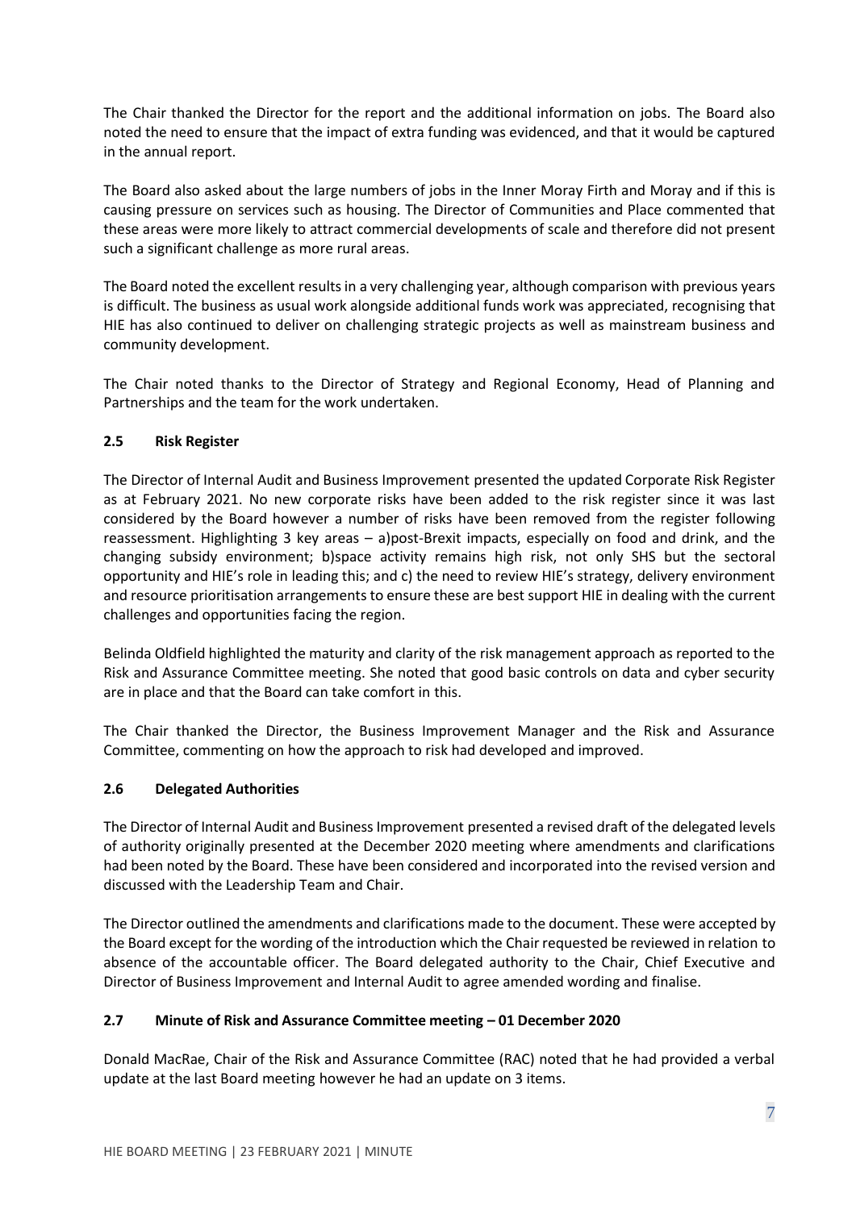The Chair thanked the Director for the report and the additional information on jobs. The Board also noted the need to ensure that the impact of extra funding was evidenced, and that it would be captured in the annual report.

The Board also asked about the large numbers of jobs in the Inner Moray Firth and Moray and if this is causing pressure on services such as housing. The Director of Communities and Place commented that these areas were more likely to attract commercial developments of scale and therefore did not present such a significant challenge as more rural areas.

The Board noted the excellent results in a very challenging year, although comparison with previous years is difficult. The business as usual work alongside additional funds work was appreciated, recognising that HIE has also continued to deliver on challenging strategic projects as well as mainstream business and community development.

The Chair noted thanks to the Director of Strategy and Regional Economy, Head of Planning and Partnerships and the team for the work undertaken.

### 2.5 Risk Register

The Director of Internal Audit and Business Improvement presented the updated Corporate Risk Register as at February 2021. No new corporate risks have been added to the risk register since it was last considered by the Board however a number of risks have been removed from the register following reassessment. Highlighting 3 key areas – a)post-Brexit impacts, especially on food and drink, and the changing subsidy environment; b)space activity remains high risk, not only SHS but the sectoral opportunity and HIE's role in leading this; and c) the need to review HIE's strategy, delivery environment and resource prioritisation arrangements to ensure these are best support HIE in dealing with the current challenges and opportunities facing the region.

Belinda Oldfield highlighted the maturity and clarity of the risk management approach as reported to the Risk and Assurance Committee meeting. She noted that good basic controls on data and cyber security are in place and that the Board can take comfort in this.

The Chair thanked the Director, the Business Improvement Manager and the Risk and Assurance Committee, commenting on how the approach to risk had developed and improved.

### 2.6 Delegated Authorities

The Director of Internal Audit and Business Improvement presented a revised draft of the delegated levels of authority originally presented at the December 2020 meeting where amendments and clarifications had been noted by the Board. These have been considered and incorporated into the revised version and discussed with the Leadership Team and Chair.

The Director outlined the amendments and clarifications made to the document. These were accepted by the Board except for the wording of the introduction which the Chair requested be reviewed in relation to absence of the accountable officer. The Board delegated authority to the Chair, Chief Executive and Director of Business Improvement and Internal Audit to agree amended wording and finalise.

### 2.7 Minute of Risk and Assurance Committee meeting – 01 December 2020

Donald MacRae, Chair of the Risk and Assurance Committee (RAC) noted that he had provided a verbal update at the last Board meeting however he had an update on 3 items.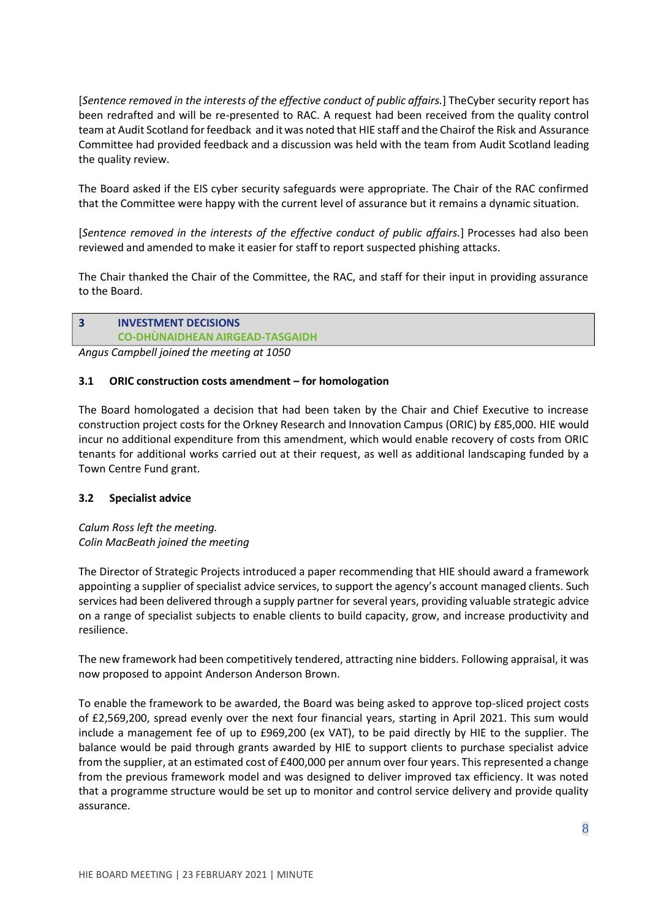[*Sentence removed in the interests of the effective conduct of public affairs.*] TheCyber security report has been redrafted and will be re-presented to RAC. A request had been received from the quality control team at Audit Scotland for feedback and it was noted that HIE staff and the Chairof the Risk and Assurance Committee had provided feedback and a discussion was held with the team from Audit Scotland leading the quality review.

The Board asked if the EIS cyber security safeguards were appropriate. The Chair of the RAC confirmed that the Committee were happy with the current level of assurance but it remains a dynamic situation.

[*Sentence removed in the interests of the effective conduct of public affairs.*] Processes had also been reviewed and amended to make it easier for staff to report suspected phishing attacks.

The Chair thanked the Chair of the Committee, the RAC, and staff for their input in providing assurance to the Board.

## 3 INVESTMENT DECISIONS
## CO-DHÙNAIDHEAN AIRGEAD-TASGAIDH

*Angus Campbell joined the meeting at 1050*

### 3.1 ORIC construction costs amendment – for homologation

The Board homologated a decision that had been taken by the Chair and Chief Executive to increase construction project costs for the Orkney Research and Innovation Campus (ORIC) by £85,000. HIE would incur no additional expenditure from this amendment, which would enable recovery of costs from ORIC tenants for additional works carried out at their request, as well as additional landscaping funded by a Town Centre Fund grant.

### 3.2 Specialist advice

*Calum Ross left the meeting.*
*Colin MacBeath joined the meeting*

The Director of Strategic Projects introduced a paper recommending that HIE should award a framework appointing a supplier of specialist advice services, to support the agency's account managed clients. Such services had been delivered through a supply partner for several years, providing valuable strategic advice on a range of specialist subjects to enable clients to build capacity, grow, and increase productivity and resilience.

The new framework had been competitively tendered, attracting nine bidders. Following appraisal, it was now proposed to appoint Anderson Anderson Brown.

To enable the framework to be awarded, the Board was being asked to approve top-sliced project costs of £2,569,200, spread evenly over the next four financial years, starting in April 2021. This sum would include a management fee of up to £969,200 (ex VAT), to be paid directly by HIE to the supplier. The balance would be paid through grants awarded by HIE to support clients to purchase specialist advice from the supplier, at an estimated cost of £400,000 per annum over four years. This represented a change from the previous framework model and was designed to deliver improved tax efficiency. It was noted that a programme structure would be set up to monitor and control service delivery and provide quality assurance.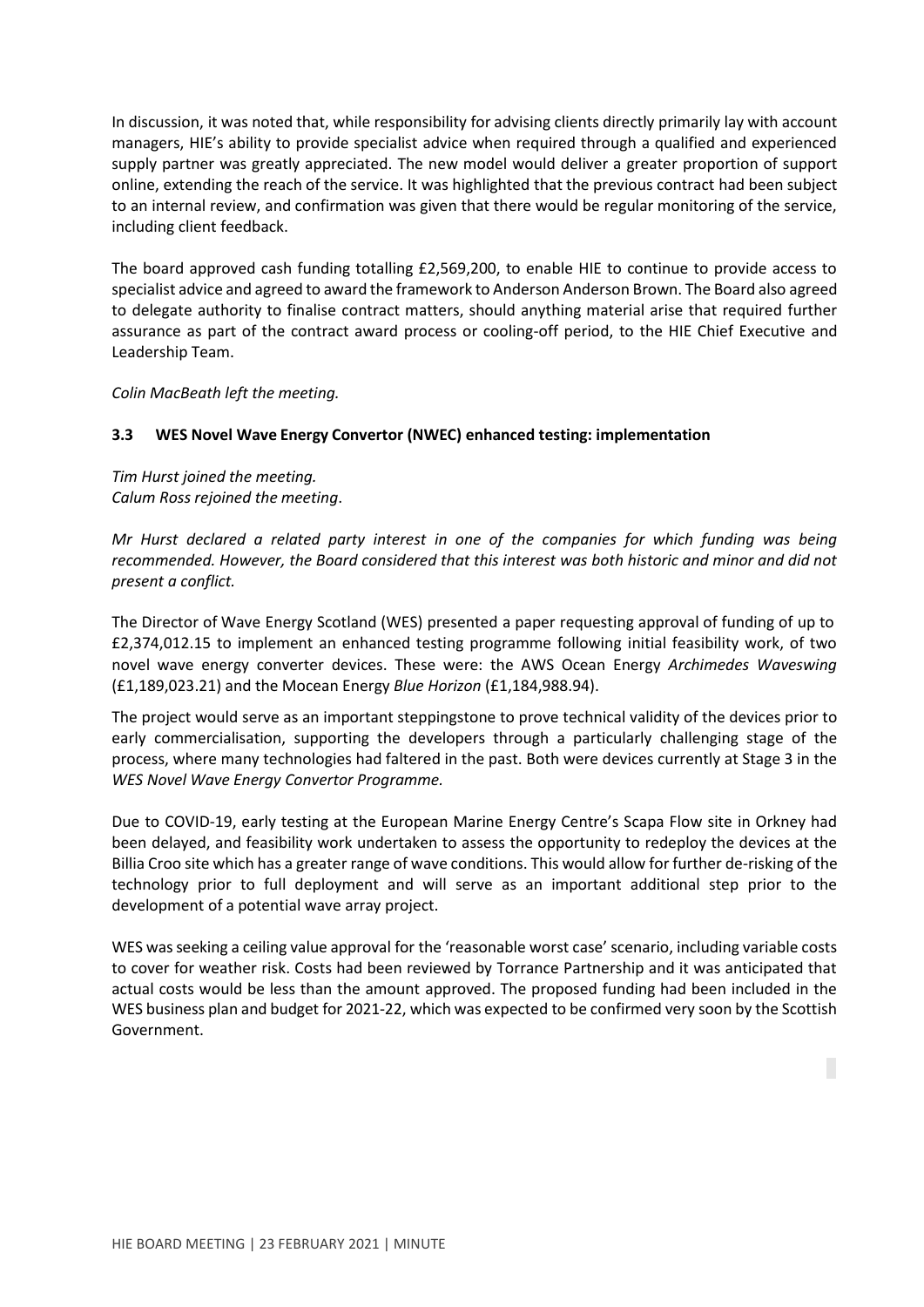In discussion, it was noted that, while responsibility for advising clients directly primarily lay with account managers, HIE's ability to provide specialist advice when required through a qualified and experienced supply partner was greatly appreciated. The new model would deliver a greater proportion of support online, extending the reach of the service. It was highlighted that the previous contract had been subject to an internal review, and confirmation was given that there would be regular monitoring of the service, including client feedback.

The board approved cash funding totalling £2,569,200, to enable HIE to continue to provide access to specialist advice and agreed to award the framework to Anderson Anderson Brown. The Board also agreed to delegate authority to finalise contract matters, should anything material arise that required further assurance as part of the contract award process or cooling-off period, to the HIE Chief Executive and Leadership Team.

*Colin MacBeath left the meeting.*

### 3.3 WES Novel Wave Energy Convertor (NWEC) enhanced testing: implementation

*Tim Hurst joined the meeting.*
*Calum Ross rejoined the meeting.*

*Mr Hurst declared a related party interest in one of the companies for which funding was being recommended. However, the Board considered that this interest was both historic and minor and did not present a conflict.*

The Director of Wave Energy Scotland (WES) presented a paper requesting approval of funding of up to £2,374,012.15 to implement an enhanced testing programme following initial feasibility work, of two novel wave energy converter devices. These were: the AWS Ocean Energy *Archimedes Waveswing* (£1,189,023.21) and the Mocean Energy *Blue Horizon* (£1,184,988.94).

The project would serve as an important steppingstone to prove technical validity of the devices prior to early commercialisation, supporting the developers through a particularly challenging stage of the process, where many technologies had faltered in the past. Both were devices currently at Stage 3 in the *WES Novel Wave Energy Convertor Programme*.

Due to COVID-19, early testing at the European Marine Energy Centre's Scapa Flow site in Orkney had been delayed, and feasibility work undertaken to assess the opportunity to redeploy the devices at the Billia Croo site which has a greater range of wave conditions. This would allow for further de-risking of the technology prior to full deployment and will serve as an important additional step prior to the development of a potential wave array project.

WES was seeking a ceiling value approval for the 'reasonable worst case' scenario, including variable costs to cover for weather risk. Costs had been reviewed by Torrance Partnership and it was anticipated that actual costs would be less than the amount approved. The proposed funding had been included in the WES business plan and budget for 2021-22, which was expected to be confirmed very soon by the Scottish Government.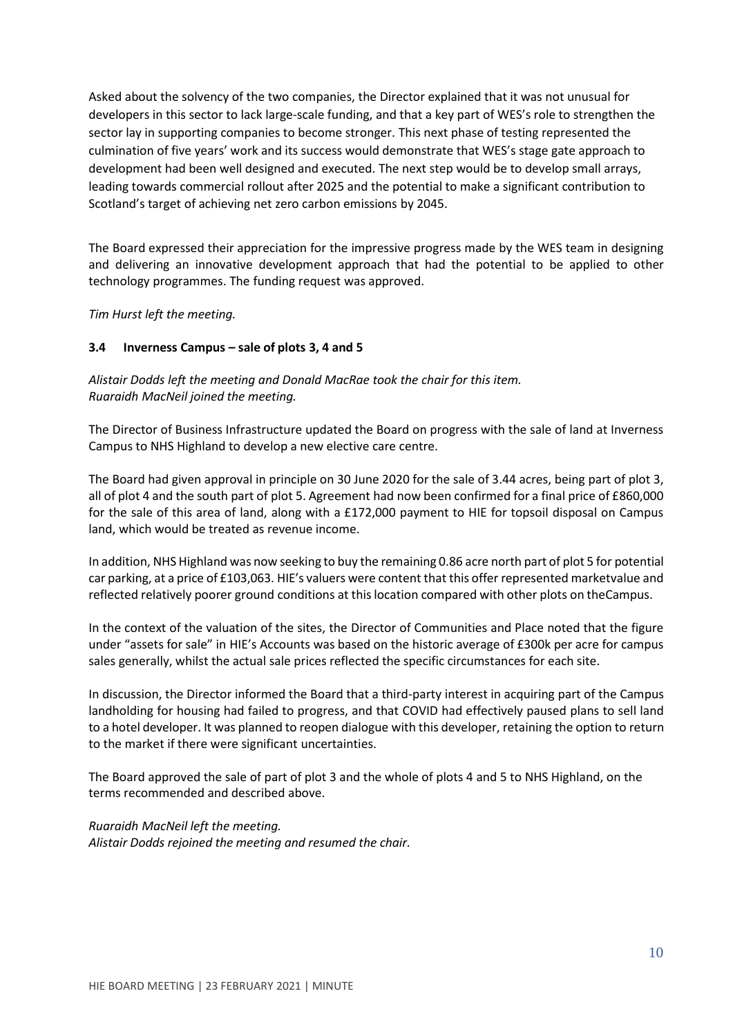Asked about the solvency of the two companies, the Director explained that it was not unusual for developers in this sector to lack large-scale funding, and that a key part of WES's role to strengthen the sector lay in supporting companies to become stronger. This next phase of testing represented the culmination of five years' work and its success would demonstrate that WES's stage gate approach to development had been well designed and executed. The next step would be to develop small arrays, leading towards commercial rollout after 2025 and the potential to make a significant contribution to Scotland's target of achieving net zero carbon emissions by 2045.

The Board expressed their appreciation for the impressive progress made by the WES team in designing and delivering an innovative development approach that had the potential to be applied to other technology programmes. The funding request was approved.

*Tim Hurst left the meeting.*

### 3.4 Inverness Campus – sale of plots 3, 4 and 5

*Alistair Dodds left the meeting and Donald MacRae took the chair for this item.*
*Ruaraidh MacNeil joined the meeting.*

The Director of Business Infrastructure updated the Board on progress with the sale of land at Inverness Campus to NHS Highland to develop a new elective care centre.

The Board had given approval in principle on 30 June 2020 for the sale of 3.44 acres, being part of plot 3, all of plot 4 and the south part of plot 5. Agreement had now been confirmed for a final price of £860,000 for the sale of this area of land, along with a £172,000 payment to HIE for topsoil disposal on Campus land, which would be treated as revenue income.

In addition, NHS Highland was now seeking to buy the remaining 0.86 acre north part of plot 5 for potential car parking, at a price of £103,063. HIE's valuers were content that this offer represented marketvalue and reflected relatively poorer ground conditions at this location compared with other plots on theCampus.

In the context of the valuation of the sites, the Director of Communities and Place noted that the figure under "assets for sale" in HIE's Accounts was based on the historic average of £300k per acre for campus sales generally, whilst the actual sale prices reflected the specific circumstances for each site.

In discussion, the Director informed the Board that a third-party interest in acquiring part of the Campus landholding for housing had failed to progress, and that COVID had effectively paused plans to sell land to a hotel developer. It was planned to reopen dialogue with this developer, retaining the option to return to the market if there were significant uncertainties.

The Board approved the sale of part of plot 3 and the whole of plots 4 and 5 to NHS Highland, on the terms recommended and described above.

*Ruaraidh MacNeil left the meeting.*
*Alistair Dodds rejoined the meeting and resumed the chair.*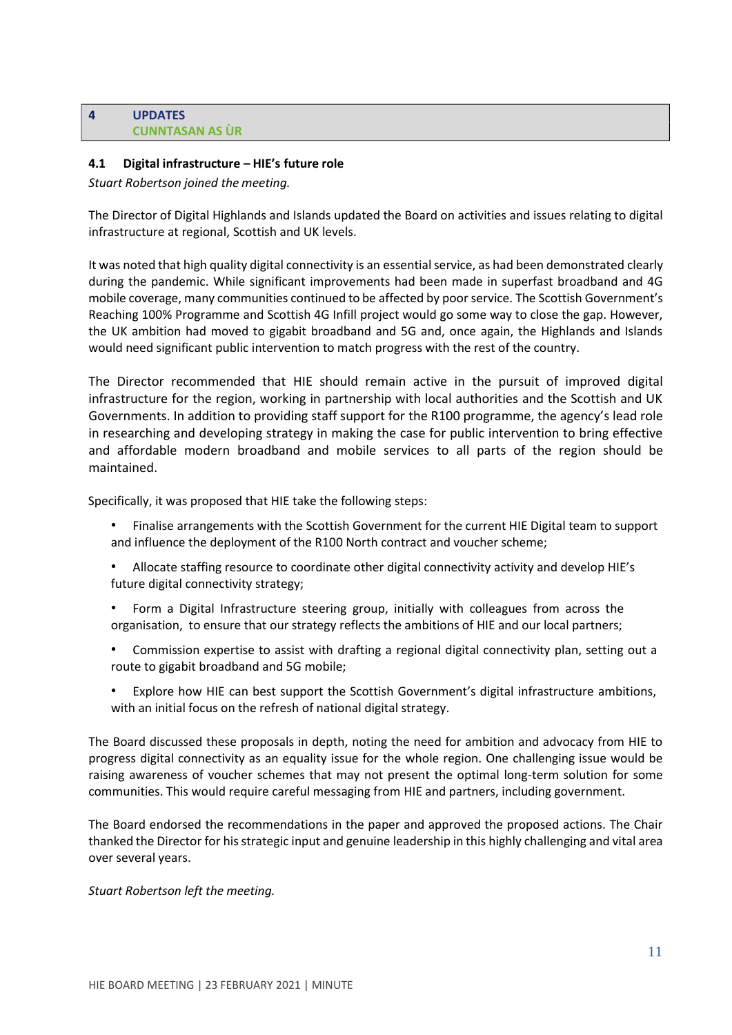## 4 UPDATES
## CUNNTASAN AS ÙR

### 4.1 Digital infrastructure – HIE's future role

*Stuart Robertson joined the meeting.*

The Director of Digital Highlands and Islands updated the Board on activities and issues relating to digital infrastructure at regional, Scottish and UK levels.

It was noted that high quality digital connectivity is an essential service, as had been demonstrated clearly during the pandemic. While significant improvements had been made in superfast broadband and 4G mobile coverage, many communities continued to be affected by poor service. The Scottish Government's Reaching 100% Programme and Scottish 4G Infill project would go some way to close the gap. However, the UK ambition had moved to gigabit broadband and 5G and, once again, the Highlands and Islands would need significant public intervention to match progress with the rest of the country.

The Director recommended that HIE should remain active in the pursuit of improved digital infrastructure for the region, working in partnership with local authorities and the Scottish and UK Governments. In addition to providing staff support for the R100 programme, the agency's lead role in researching and developing strategy in making the case for public intervention to bring effective and affordable modern broadband and mobile services to all parts of the region should be maintained.

Specifically, it was proposed that HIE take the following steps:

- Finalise arrangements with the Scottish Government for the current HIE Digital team to support and influence the deployment of the R100 North contract and voucher scheme;
- Allocate staffing resource to coordinate other digital connectivity activity and develop HIE's future digital connectivity strategy;
- Form a Digital Infrastructure steering group, initially with colleagues from across the organisation, to ensure that our strategy reflects the ambitions of HIE and our local partners;
- Commission expertise to assist with drafting a regional digital connectivity plan, setting out a route to gigabit broadband and 5G mobile;
- Explore how HIE can best support the Scottish Government's digital infrastructure ambitions, with an initial focus on the refresh of national digital strategy.

The Board discussed these proposals in depth, noting the need for ambition and advocacy from HIE to progress digital connectivity as an equality issue for the whole region. One challenging issue would be raising awareness of voucher schemes that may not present the optimal long-term solution for some communities. This would require careful messaging from HIE and partners, including government.

The Board endorsed the recommendations in the paper and approved the proposed actions. The Chair thanked the Director for his strategic input and genuine leadership in this highly challenging and vital area over several years.

*Stuart Robertson left the meeting.*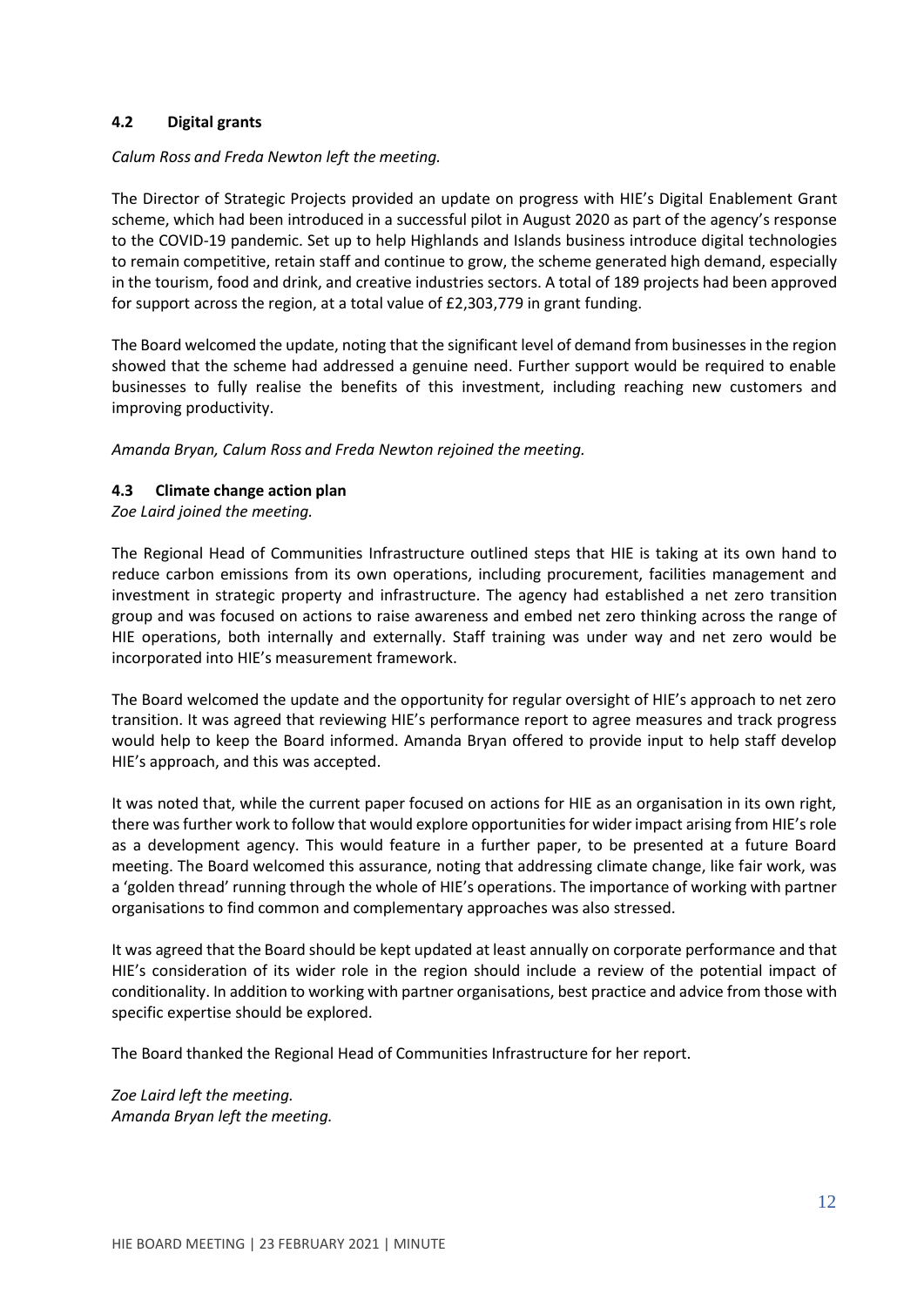### 4.2 Digital grants

*Calum Ross and Freda Newton left the meeting.*

The Director of Strategic Projects provided an update on progress with HIE's Digital Enablement Grant scheme, which had been introduced in a successful pilot in August 2020 as part of the agency's response to the COVID-19 pandemic. Set up to help Highlands and Islands business introduce digital technologies to remain competitive, retain staff and continue to grow, the scheme generated high demand, especially in the tourism, food and drink, and creative industries sectors. A total of 189 projects had been approved for support across the region, at a total value of £2,303,779 in grant funding.

The Board welcomed the update, noting that the significant level of demand from businesses in the region showed that the scheme had addressed a genuine need. Further support would be required to enable businesses to fully realise the benefits of this investment, including reaching new customers and improving productivity.

*Amanda Bryan, Calum Ross and Freda Newton rejoined the meeting.*

### 4.3 Climate change action plan

*Zoe Laird joined the meeting.*

The Regional Head of Communities Infrastructure outlined steps that HIE is taking at its own hand to reduce carbon emissions from its own operations, including procurement, facilities management and investment in strategic property and infrastructure. The agency had established a net zero transition group and was focused on actions to raise awareness and embed net zero thinking across the range of HIE operations, both internally and externally. Staff training was under way and net zero would be incorporated into HIE's measurement framework.

The Board welcomed the update and the opportunity for regular oversight of HIE's approach to net zero transition. It was agreed that reviewing HIE's performance report to agree measures and track progress would help to keep the Board informed. Amanda Bryan offered to provide input to help staff develop HIE's approach, and this was accepted.

It was noted that, while the current paper focused on actions for HIE as an organisation in its own right, there was further work to follow that would explore opportunities for wider impact arising from HIE's role as a development agency. This would feature in a further paper, to be presented at a future Board meeting. The Board welcomed this assurance, noting that addressing climate change, like fair work, was a 'golden thread' running through the whole of HIE's operations. The importance of working with partner organisations to find common and complementary approaches was also stressed.

It was agreed that the Board should be kept updated at least annually on corporate performance and that HIE's consideration of its wider role in the region should include a review of the potential impact of conditionality. In addition to working with partner organisations, best practice and advice from those with specific expertise should be explored.

The Board thanked the Regional Head of Communities Infrastructure for her report.

*Zoe Laird left the meeting.*
*Amanda Bryan left the meeting.*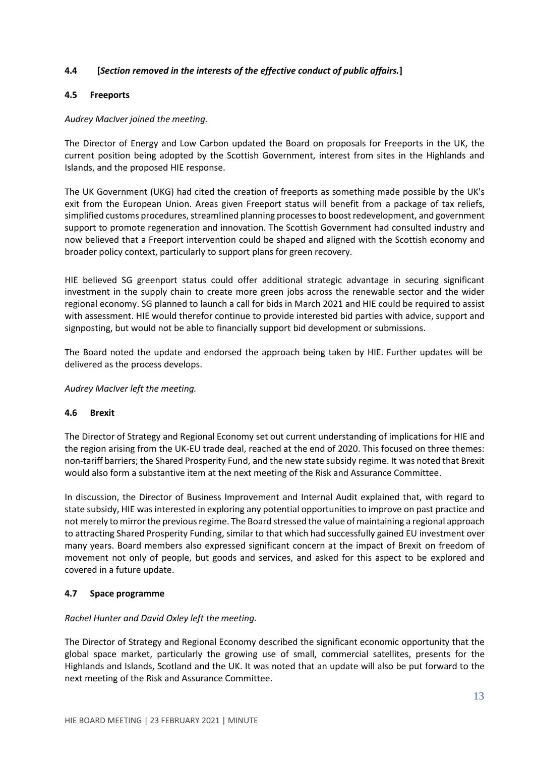### 4.4 [*Section removed in the interests of the effective conduct of public affairs.*]

### 4.5 Freeports

*Audrey MacIver joined the meeting.*

The Director of Energy and Low Carbon updated the Board on proposals for Freeports in the UK, the current position being adopted by the Scottish Government, interest from sites in the Highlands and Islands, and the proposed HIE response.

The UK Government (UKG) had cited the creation of freeports as something made possible by the UK's exit from the European Union. Areas given Freeport status will benefit from a package of tax reliefs, simplified customs procedures, streamlined planning processes to boost redevelopment, and government support to promote regeneration and innovation. The Scottish Government had consulted industry and now believed that a Freeport intervention could be shaped and aligned with the Scottish economy and broader policy context, particularly to support plans for green recovery.

HIE believed SG greenport status could offer additional strategic advantage in securing significant investment in the supply chain to create more green jobs across the renewable sector and the wider regional economy. SG planned to launch a call for bids in March 2021 and HIE could be required to assist with assessment. HIE would therefor continue to provide interested bid parties with advice, support and signposting, but would not be able to financially support bid development or submissions.

The Board noted the update and endorsed the approach being taken by HIE. Further updates will be delivered as the process develops.

*Audrey MacIver left the meeting.*

### 4.6 Brexit

The Director of Strategy and Regional Economy set out current understanding of implications for HIE and the region arising from the UK-EU trade deal, reached at the end of 2020. This focused on three themes: non-tariff barriers; the Shared Prosperity Fund, and the new state subsidy regime. It was noted that Brexit would also form a substantive item at the next meeting of the Risk and Assurance Committee.

In discussion, the Director of Business Improvement and Internal Audit explained that, with regard to state subsidy, HIE was interested in exploring any potential opportunities to improve on past practice and not merely to mirror the previous regime. The Board stressed the value of maintaining a regional approach to attracting Shared Prosperity Funding, similar to that which had successfully gained EU investment over many years. Board members also expressed significant concern at the impact of Brexit on freedom of movement not only of people, but goods and services, and asked for this aspect to be explored and covered in a future update.

### 4.7 Space programme

*Rachel Hunter and David Oxley left the meeting.*

The Director of Strategy and Regional Economy described the significant economic opportunity that the global space market, particularly the growing use of small, commercial satellites, presents for the Highlands and Islands, Scotland and the UK. It was noted that an update will also be put forward to the next meeting of the Risk and Assurance Committee.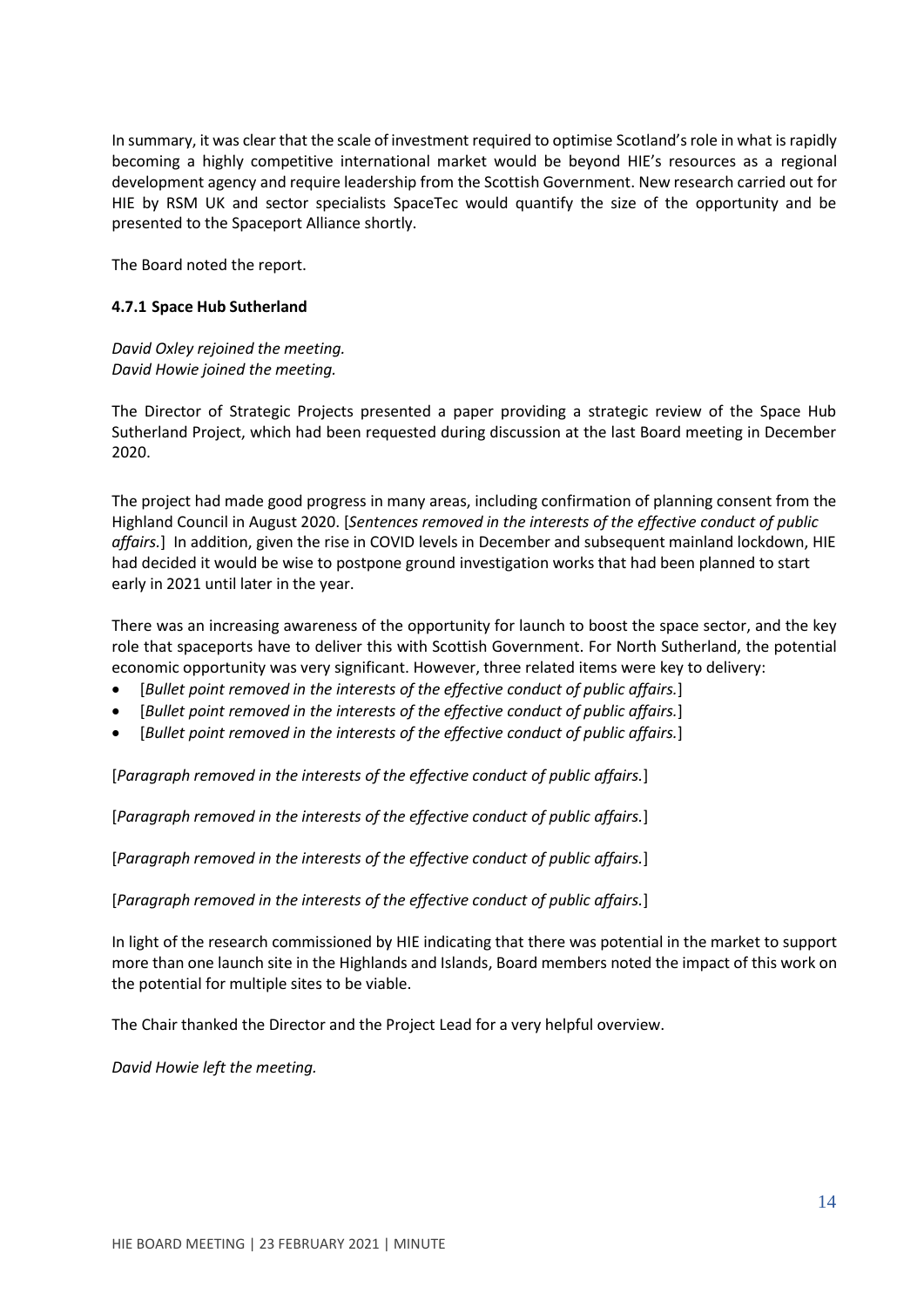In summary, it was clear that the scale of investment required to optimise Scotland's role in what is rapidly becoming a highly competitive international market would be beyond HIE's resources as a regional development agency and require leadership from the Scottish Government. New research carried out for HIE by RSM UK and sector specialists SpaceTec would quantify the size of the opportunity and be presented to the Spaceport Alliance shortly.

The Board noted the report.

**4.7.1 Space Hub Sutherland**

*David Oxley rejoined the meeting.*
*David Howie joined the meeting.*

The Director of Strategic Projects presented a paper providing a strategic review of the Space Hub Sutherland Project, which had been requested during discussion at the last Board meeting in December 2020.

The project had made good progress in many areas, including confirmation of planning consent from the Highland Council in August 2020. [*Sentences removed in the interests of the effective conduct of public affairs.*] In addition, given the rise in COVID levels in December and subsequent mainland lockdown, HIE had decided it would be wise to postpone ground investigation works that had been planned to start early in 2021 until later in the year.

There was an increasing awareness of the opportunity for launch to boost the space sector, and the key role that spaceports have to deliver this with Scottish Government. For North Sutherland, the potential economic opportunity was very significant. However, three related items were key to delivery:

- [*Bullet point removed in the interests of the effective conduct of public affairs.*]
- [*Bullet point removed in the interests of the effective conduct of public affairs.*]
- [*Bullet point removed in the interests of the effective conduct of public affairs.*]

[*Paragraph removed in the interests of the effective conduct of public affairs.*]

[*Paragraph removed in the interests of the effective conduct of public affairs.*]

[*Paragraph removed in the interests of the effective conduct of public affairs.*]

[*Paragraph removed in the interests of the effective conduct of public affairs.*]

In light of the research commissioned by HIE indicating that there was potential in the market to support more than one launch site in the Highlands and Islands, Board members noted the impact of this work on the potential for multiple sites to be viable.

The Chair thanked the Director and the Project Lead for a very helpful overview.

*David Howie left the meeting.*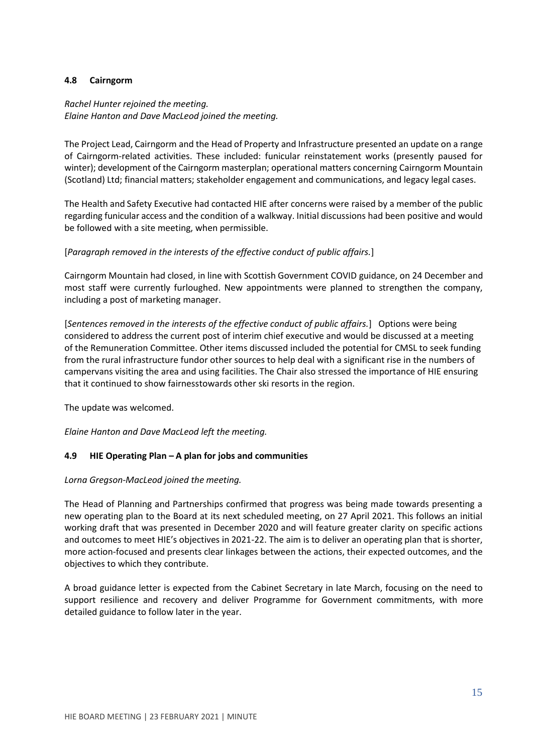### 4.8 Cairngorm

*Rachel Hunter rejoined the meeting.*
*Elaine Hanton and Dave MacLeod joined the meeting.*

The Project Lead, Cairngorm and the Head of Property and Infrastructure presented an update on a range of Cairngorm-related activities. These included: funicular reinstatement works (presently paused for winter); development of the Cairngorm masterplan; operational matters concerning Cairngorm Mountain (Scotland) Ltd; financial matters; stakeholder engagement and communications, and legacy legal cases.

The Health and Safety Executive had contacted HIE after concerns were raised by a member of the public regarding funicular access and the condition of a walkway. Initial discussions had been positive and would be followed with a site meeting, when permissible.

[*Paragraph removed in the interests of the effective conduct of public affairs.*]

Cairngorm Mountain had closed, in line with Scottish Government COVID guidance, on 24 December and most staff were currently furloughed. New appointments were planned to strengthen the company, including a post of marketing manager.

[*Sentences removed in the interests of the effective conduct of public affairs.*] Options were being considered to address the current post of interim chief executive and would be discussed at a meeting of the Remuneration Committee. Other items discussed included the potential for CMSL to seek funding from the rural infrastructure fundor other sources to help deal with a significant rise in the numbers of campervans visiting the area and using facilities. The Chair also stressed the importance of HIE ensuring that it continued to show fairnesstowards other ski resorts in the region.

The update was welcomed.

*Elaine Hanton and Dave MacLeod left the meeting.*

### 4.9 HIE Operating Plan – A plan for jobs and communities

*Lorna Gregson-MacLeod joined the meeting.*

The Head of Planning and Partnerships confirmed that progress was being made towards presenting a new operating plan to the Board at its next scheduled meeting, on 27 April 2021. This follows an initial working draft that was presented in December 2020 and will feature greater clarity on specific actions and outcomes to meet HIE's objectives in 2021-22. The aim is to deliver an operating plan that is shorter, more action-focused and presents clear linkages between the actions, their expected outcomes, and the objectives to which they contribute.

A broad guidance letter is expected from the Cabinet Secretary in late March, focusing on the need to support resilience and recovery and deliver Programme for Government commitments, with more detailed guidance to follow later in the year.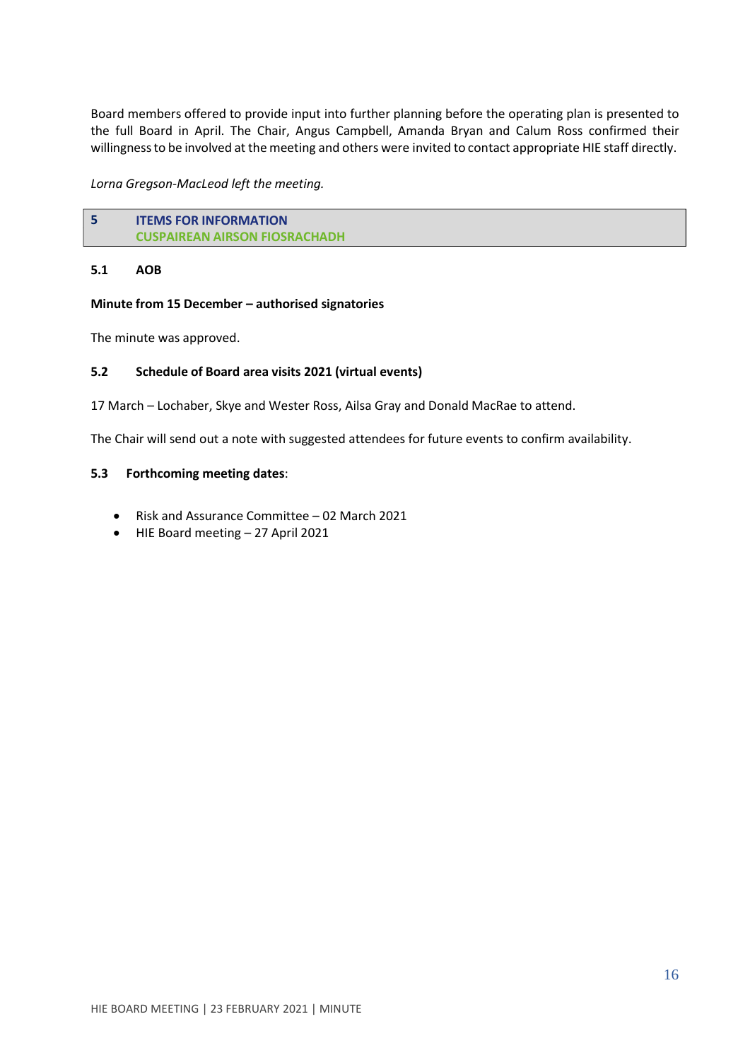Board members offered to provide input into further planning before the operating plan is presented to the full Board in April. The Chair, Angus Campbell, Amanda Bryan and Calum Ross confirmed their willingness to be involved at the meeting and others were invited to contact appropriate HIE staff directly.

*Lorna Gregson-MacLeod left the meeting.*

## 5 ITEMS FOR INFORMATION
## CUSPAIREAN AIRSON FIOSRACHADH

### 5.1 AOB

**Minute from 15 December – authorised signatories**

The minute was approved.

### 5.2 Schedule of Board area visits 2021 (virtual events)

17 March – Lochaber, Skye and Wester Ross, Ailsa Gray and Donald MacRae to attend.

The Chair will send out a note with suggested attendees for future events to confirm availability.

### 5.3 Forthcoming meeting dates:

- Risk and Assurance Committee – 02 March 2021
- HIE Board meeting – 27 April 2021